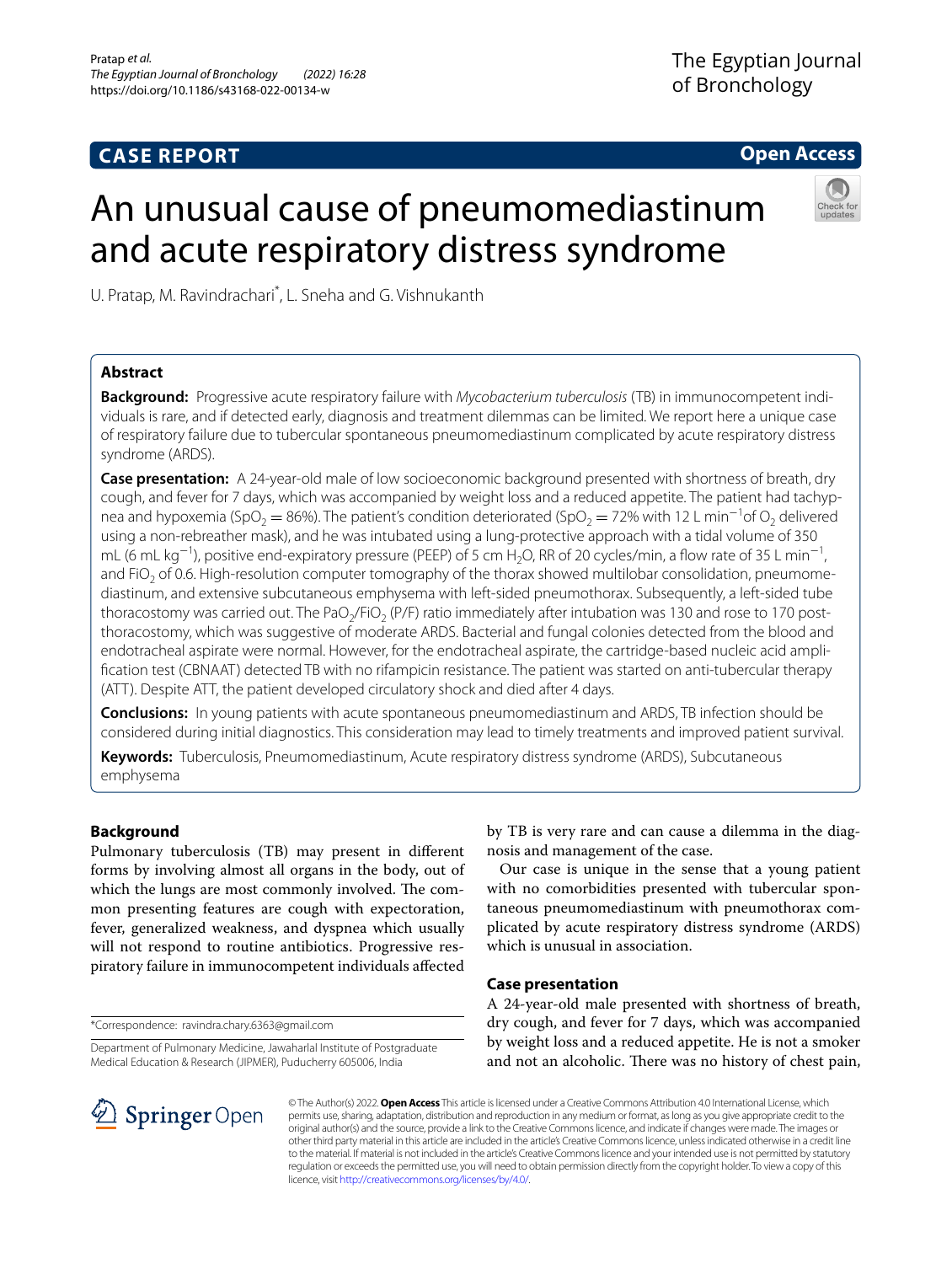CASE REPORT

Open Access

# An unusual cause of pneumomediastinum and acute respiratory distress syndrome

U. Pratap, M. Ravindrachari*, L. Sneha and G. Vishnukanth

## Abstract

**Background:** Progressive acute respiratory failure with *Mycobacterium tuberculosis* (TB) in immunocompetent individuals is rare, and if detected early, diagnosis and treatment dilemmas can be limited. We report here a unique case of respiratory failure due to tubercular spontaneous pneumomediastinum complicated by acute respiratory distress syndrome (ARDS).

**Case presentation:** A 24-year-old male of low socioeconomic background presented with shortness of breath, dry cough, and fever for 7 days, which was accompanied by weight loss and a reduced appetite. The patient had tachypnea and hypoxemia ($SpO_2 = 86\%$). The patient's condition deteriorated ($SpO_2 = 72\%$ with 12 L $min^{-1}$of $O_2$ delivered using a non-rebreather mask), and he was intubated using a lung-protective approach with a tidal volume of 350 mL (6 mL $kg^{-1}$), positive end-expiratory pressure (PEEP) of 5 cm $H_2O$, RR of 20 cycles/min, a flow rate of 35 L $min^{-1}$, and $FiO_2$ of 0.6. High-resolution computer tomography of the thorax showed multilobar consolidation, pneumomediastinum, and extensive subcutaneous emphysema with left-sided pneumothorax. Subsequently, a left-sided tube thoracostomy was carried out. The $PaO_2/FiO_2$ (P/F) ratio immediately after intubation was 130 and rose to 170 post-thoracostomy, which was suggestive of moderate ARDS. Bacterial and fungal colonies detected from the blood and endotracheal aspirate were normal. However, for the endotracheal aspirate, the cartridge-based nucleic acid amplification test (CBNAAT) detected TB with no rifampicin resistance. The patient was started on anti-tubercular therapy (ATT). Despite ATT, the patient developed circulatory shock and died after 4 days.

**Conclusions:** In young patients with acute spontaneous pneumomediastinum and ARDS, TB infection should be considered during initial diagnostics. This consideration may lead to timely treatments and improved patient survival.

**Keywords:** Tuberculosis, Pneumomediastinum, Acute respiratory distress syndrome (ARDS), Subcutaneous emphysema

## Background

Pulmonary tuberculosis (TB) may present in different forms by involving almost all organs in the body, out of which the lungs are most commonly involved. The common presenting features are cough with expectoration, fever, generalized weakness, and dyspnea which usually will not respond to routine antibiotics. Progressive respiratory failure in immunocompetent individuals affected by TB is very rare and can cause a dilemma in the diagnosis and management of the case.

Our case is unique in the sense that a young patient with no comorbidities presented with tubercular spontaneous pneumomediastinum with pneumothorax complicated by acute respiratory distress syndrome (ARDS) which is unusual in association.

## Case presentation

A 24-year-old male presented with shortness of breath, dry cough, and fever for 7 days, which was accompanied by weight loss and a reduced appetite. He is not a smoker and not an alcoholic. There was no history of chest pain,

*Correspondence: ravindra.chary.6363@gmail.com

Department of Pulmonary Medicine, Jawaharlal Institute of Postgraduate Medical Education & Research (JIPMER), Puducherry 605006, India

© The Author(s) 2022. **Open Access** This article is licensed under a Creative Commons Attribution 4.0 International License, which permits use, sharing, adaptation, distribution and reproduction in any medium or format, as long as you give appropriate credit to the original author(s) and the source, provide a link to the Creative Commons licence, and indicate if changes were made. The images or other third party material in this article are included in the article's Creative Commons licence, unless indicated otherwise in a credit line to the material. If material is not included in the article's Creative Commons licence and your intended use is not permitted by statutory regulation or exceeds the permitted use, you will need to obtain permission directly from the copyright holder. To view a copy of this licence, visit http://creativecommons.org/licenses/by/4.0/.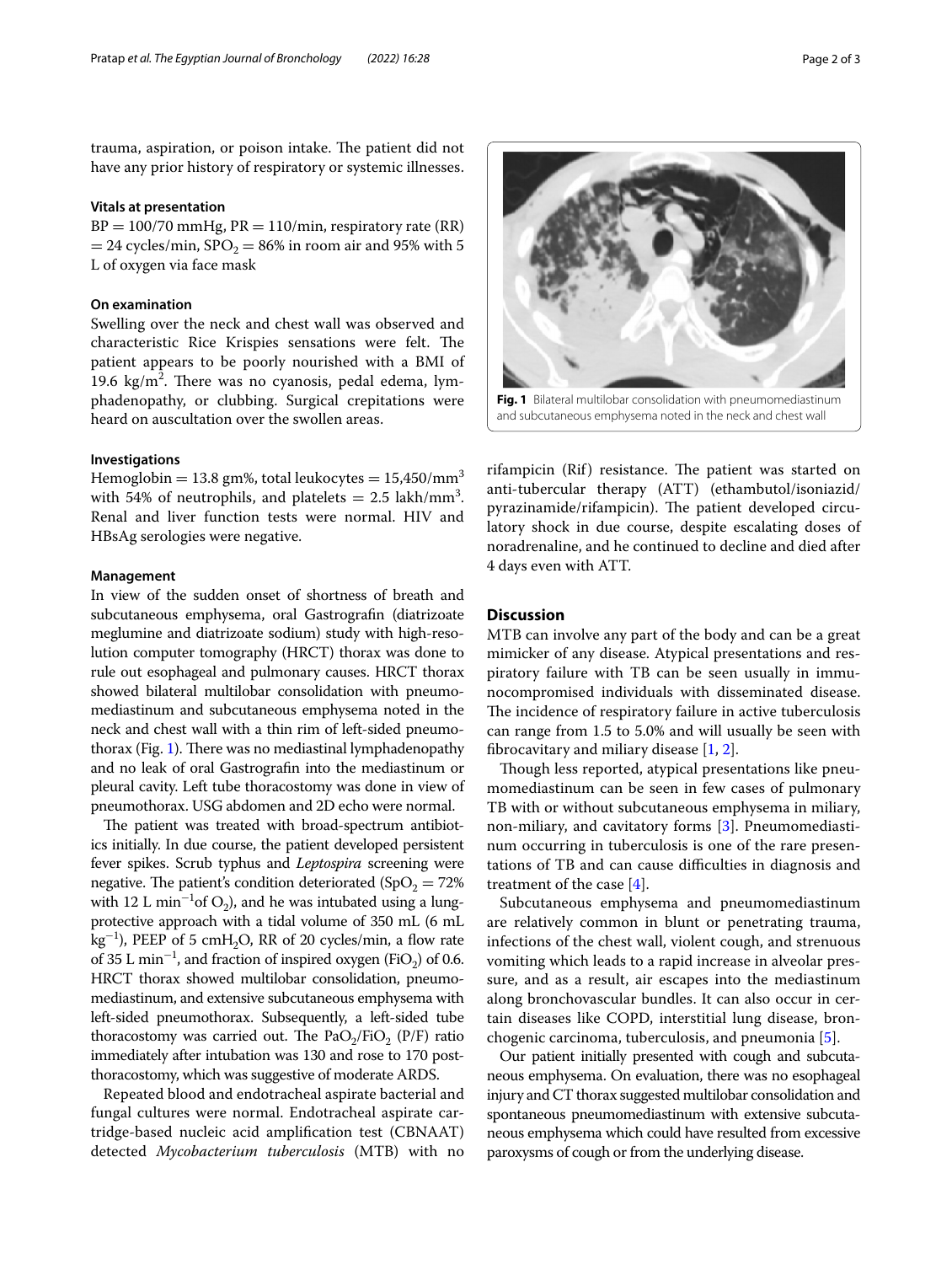trauma, aspiration, or poison intake. The patient did not have any prior history of respiratory or systemic illnesses.

### Vitals at presentation

BP = 100/70 mmHg, PR = 110/min, respiratory rate (RR) = 24 cycles/min, $SPO_2$ = 86% in room air and 95% with 5 L of oxygen via face mask

### On examination

Swelling over the neck and chest wall was observed and characteristic Rice Krispies sensations were felt. The patient appears to be poorly nourished with a BMI of 19.6 $kg/m^2$. There was no cyanosis, pedal edema, lymphadenopathy, or clubbing. Surgical crepitations were heard on auscultation over the swollen areas.

### Investigations

Hemoglobin = 13.8 gm%, total leukocytes = 15,450/$mm^3$ with 54% of neutrophils, and platelets = 2.5 lakh/$mm^3$. Renal and liver function tests were normal. HIV and HBsAg serologies were negative.

### Management

In view of the sudden onset of shortness of breath and subcutaneous emphysema, oral Gastrografin (diatrizoate meglumine and diatrizoate sodium) study with high-resolution computer tomography (HRCT) thorax was done to rule out esophageal and pulmonary causes. HRCT thorax showed bilateral multilobar consolidation with pneumomediastinum and subcutaneous emphysema noted in the neck and chest wall with a thin rim of left-sided pneumothorax (Fig. 1). There was no mediastinal lymphadenopathy and no leak of oral Gastrografin into the mediastinum or pleural cavity. Left tube thoracostomy was done in view of pneumothorax. USG abdomen and 2D echo were normal.

The patient was treated with broad-spectrum antibiotics initially. In due course, the patient developed persistent fever spikes. Scrub typhus and *Leptospira* screening were negative. The patient's condition deteriorated ($SpO_2$ = 72% with 12 L $min^{-1}$of $O_2$), and he was intubated using a lung-protective approach with a tidal volume of 350 mL (6 mL $kg^{-1}$), PEEP of 5 $cmH_2O$, RR of 20 cycles/min, a flow rate of 35 L $min^{-1}$, and fraction of inspired oxygen ($FiO_2$) of 0.6. HRCT thorax showed multilobar consolidation, pneumomediastinum, and extensive subcutaneous emphysema with left-sided pneumothorax. Subsequently, a left-sided tube thoracostomy was carried out. The $PaO_2/FiO_2$ (P/F) ratio immediately after intubation was 130 and rose to 170 post-thoracostomy, which was suggestive of moderate ARDS.

Repeated blood and endotracheal bacterial and fungal cultures were normal. Endotracheal aspirate cartridge-based nucleic acid amplification test (CBNAAT) detected *Mycobacterium tuberculosis* (MTB) with no rifampicin (Rif) resistance. The patient was started on anti-tubercular therapy (ATT) (ethambutol/isoniazid/pyrazinamide/rifampicin). The patient developed circulatory shock in due course, despite escalating doses of noradrenaline, and he continued to decline and died after 4 days even with ATT.

**Fig. 1** Bilateral multilobar consolidation with pneumomediastinum and subcutaneous emphysema noted in the neck and chest wall

## Discussion

MTB can involve any part of the body and can be a great mimicker of any disease. Atypical presentations and respiratory failure with TB can be seen usually in immunocompromised individuals with disseminated disease. The incidence of respiratory failure in active tuberculosis can range from 1.5 to 5.0% and will usually be seen with fibrocavitary and miliary disease [1, 2].

Though less reported, atypical presentations like pneumomediastinum can be seen in few cases of pulmonary TB with or without subcutaneous emphysema in miliary, non-miliary, and cavitatory forms [3]. Pneumomediastinum occurring in tuberculosis is one of the rare presentations of TB and can cause difficulties in diagnosis and treatment of the case [4].

Subcutaneous emphysema and pneumomediastinum are relatively common in blunt or penetrating trauma, infections of the chest wall, violent cough, and strenuous vomiting which leads to a rapid increase in alveolar pressure, and as a result, air escapes into the mediastinum along bronchovascular bundles. It can also occur in certain diseases like COPD, interstitial lung disease, bronchogenic carcinoma, tuberculosis, and pneumonia [5].

Our patient initially presented with cough and subcutaneous emphysema. On evaluation, there was no esophageal injury and CT thorax suggested multilobar consolidation and spontaneous pneumomediastinum with extensive subcutaneous emphysema which could have resulted from excessive paroxysms of cough or from the underlying disease.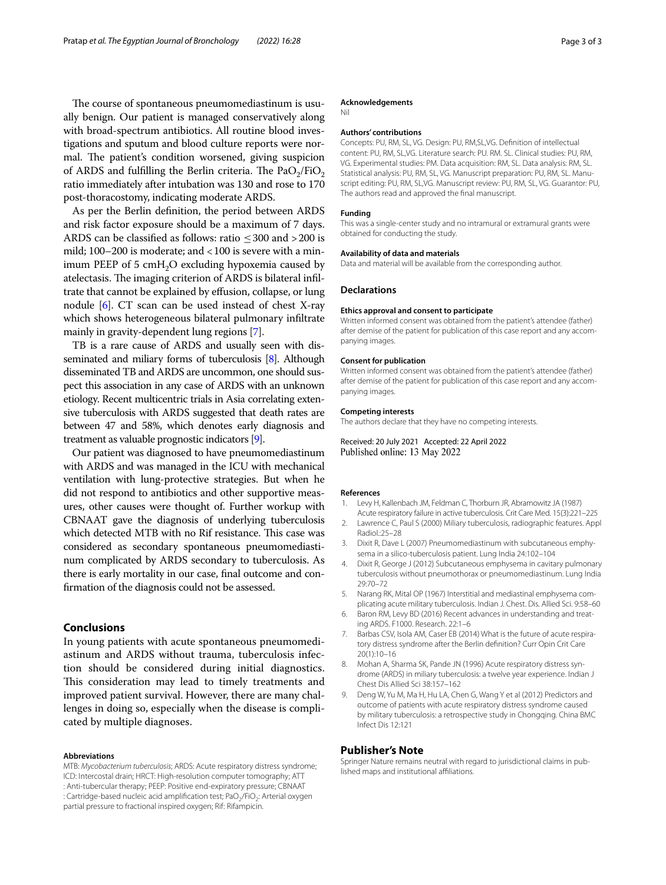The course of spontaneous pneumomediastinum is usually benign. Our patient is managed conservatively along with broad-spectrum antibiotics. All routine blood investigations and sputum and blood culture reports were normal. The patient's condition worsened, giving suspicion of ARDS and fulfilling the Berlin criteria. The $PaO_2/FiO_2$ ratio immediately after intubation was 130 and rose to 170 post-thoracostomy, indicating moderate ARDS.

As per the Berlin definition, the period between ARDS and risk factor exposure should be a maximum of 7 days. ARDS can be classified as follows: ratio ≤ 300 and > 200 is mild; 100–200 is moderate; and < 100 is severe with a minimum PEEP of 5 $cmH_2O$ excluding hypoxemia caused by atelectasis. The imaging criterion of ARDS is bilateral infiltrate that cannot be explained by effusion, collapse, or lung nodule [6]. CT scan can be used instead of chest X-ray which shows heterogeneous bilateral pulmonary infiltrate mainly in gravity-dependent lung regions [7].

TB is a rare cause of ARDS and usually seen with disseminated and miliary forms of tuberculosis [8]. Although disseminated TB and ARDS are uncommon, one should suspect this association in any case of ARDS with an unknown etiology. Recent multicentric trials in Asia correlating extensive tuberculosis with ARDS suggested that death rates are between 47 and 58%, which denotes early diagnosis and treatment as valuable prognostic indicators [9].

Our patient was diagnosed to have pneumomediastinum with ARDS and was managed in the ICU with mechanical ventilation with lung-protective strategies. But when he did not respond to antibiotics and other supportive measures, other causes were thought of. Further workup with CBNAAT gave the diagnosis of underlying tuberculosis which detected MTB with no Rif resistance. This case was considered as secondary spontaneous pneumomediastinum complicated by ARDS secondary to tuberculosis. As there is early mortality in our case, final outcome and confirmation of the diagnosis could not be assessed.

## Conclusions

In young patients with acute spontaneous pneumomediastinum and ARDS without trauma, tuberculosis infection should be considered during initial diagnostics. This consideration may lead to timely treatments and improved patient survival. However, there are many challenges in doing so, especially when the disease is complicated by multiple diagnoses.

#### Abbreviations

MTB: *Mycobacterium tuberculosis*; ARDS: Acute respiratory distress syndrome; ICD: Intercostal drain; HRCT: High-resolution computer tomography; ATT : Anti-tubercular therapy; PEEP: Positive end-expiratory pressure; CBNAAT : Cartridge-based nucleic acid amplification test; $PaO_2/FiO_2$: Arterial oxygen partial pressure to fractional inspired oxygen; Rif: Rifampicin.

#### Acknowledgements

Nil

#### Authors' contributions

Concepts: PU, RM, SL, VG. Design: PU, RM,SL,VG. Definition of intellectual content: PU, RM, SL,VG. Literature search: PU. RM. SL. Clinical studies: PU, RM, VG. Experimental studies: PM. Data acquisition: RM, SL. Data analysis: RM, SL. Statistical analysis: PU, RM, SL, VG. Manuscript preparation: PU, RM, SL. Manuscript editing: PU, RM, SL,VG. Manuscript review: PU, RM, SL, VG. Guarantor: PU, The authors read and approved the final manuscript.

#### Funding

This was a single-center study and no intramural or extramural grants were obtained for conducting the study.

#### Availability of data and materials

Data and material will be available from the corresponding author.

### Declarations

#### Ethics approval and consent to participate

Written informed consent was obtained from the patient's attendee (father) after demise of the patient for publication of this case report and any accompanying images.

#### Consent for publication

Written informed consent was obtained from the patient's attendee (father) after demise of the patient for publication of this case report and any accompanying images.

#### Competing interests

The authors declare that they have no competing interests.

Received: 20 July 2021 Accepted: 22 April 2022
Published online: 13 May 2022

#### References

1. Levy H, Kallenbach JM, Feldman C, Thorburn JR, Abramowitz JA (1987) Acute respiratory failure in active tuberculosis. Crit Care Med. 15(3):221–225
2. Lawrence C, Paul S (2000) Miliary tuberculosis, radiographic features. Appl Radiol.:25–28
3. Dixit R, Dave L (2007) Pneumomediastinum with subcutaneous emphysema in a silico-tuberculosis patient. Lung India 24:102–104
4. Dixit R, George J (2012) Subcutaneous emphysema in cavitary pulmonary tuberculosis without pneumothorax or pneumomediastinum. Lung India 29:70–72
5. Narang RK, Mital OP (1967) Interstitial and mediastinal emphysema complicating acute military tuberculosis. Indian J. Chest. Dis. Allied Sci. 9:58–60
6. Baron RM, Levy BD (2016) Recent advances in understanding and treating ARDS. F1000. Research. 22:1–6
7. Barbas CSV, Isola AM, Caser EB (2014) What is the future of acute respiratory distress syndrome after the Berlin definition? Curr Opin Crit Care 20(1):10–16
8. Mohan A, Sharma SK, Pande JN (1996) Acute respiratory distress syndrome (ARDS) in miliary tuberculosis: a twelve year experience. Indian J Chest Dis Allied Sci 38:157–162
9. Deng W, Yu M, Ma H, Hu LA, Chen G, Wang Y et al (2012) Predictors and outcome of patients with acute respiratory distress syndrome caused by military tuberculosis: a retrospective study in Chongqing. China BMC Infect Dis 12:121

## Publisher's Note

Springer Nature remains neutral with regard to jurisdictional claims in published maps and institutional affiliations.